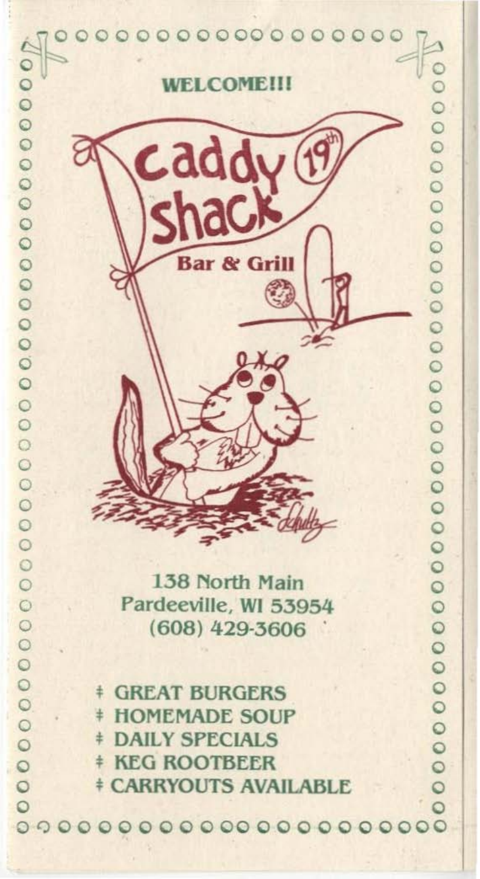WELCOME!!!

# Caddy Shack 19th

## Bar & Grill

138 North Main
Pardeeville, WI 53954
(608) 429-3606

- GREAT BURGERS
- HOMEMADE SOUP
- DAILY SPECIALS
- KEG ROOTBEER
- CARRYOUTS AVAILABLE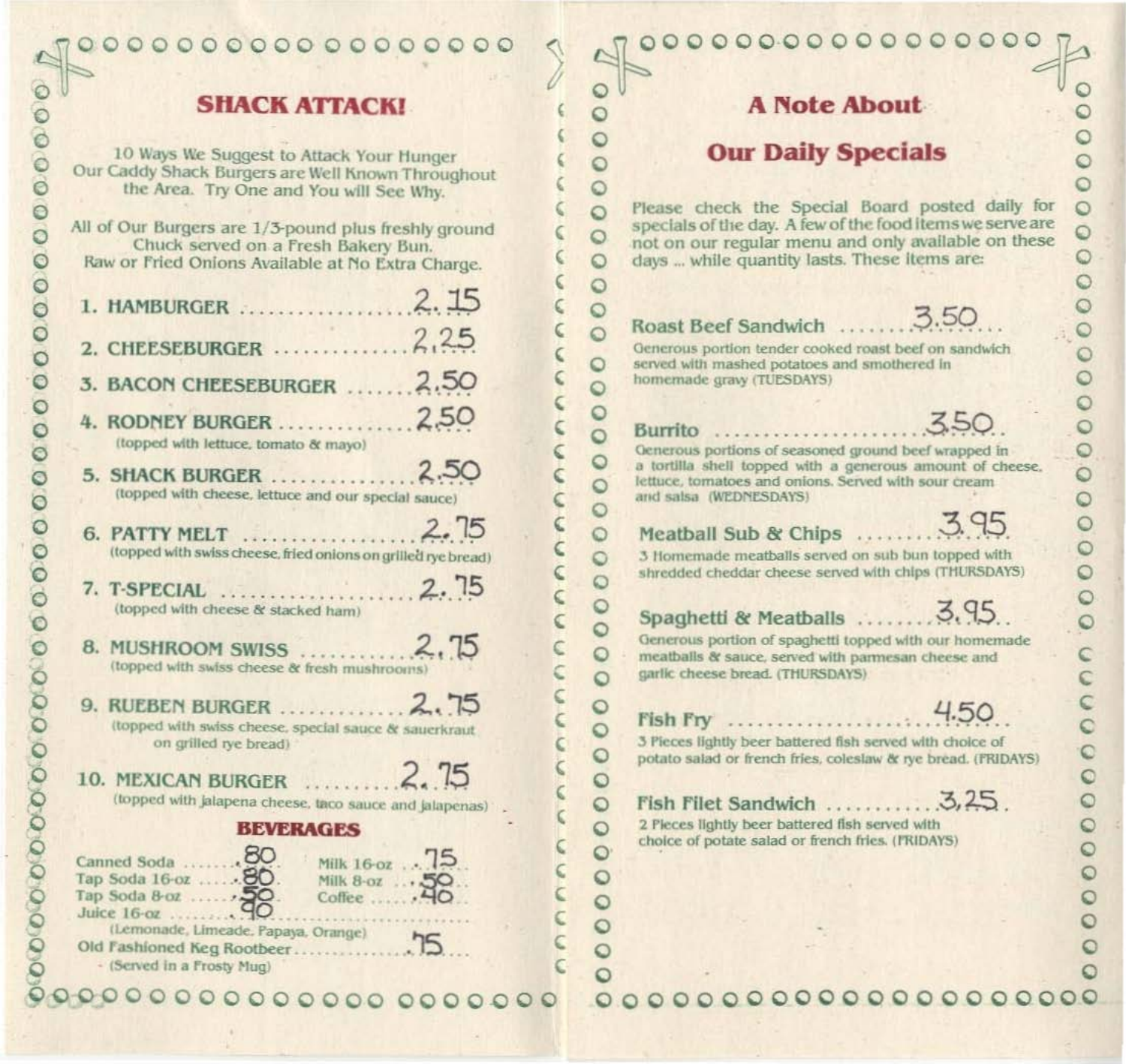## SHACK ATTACK!

10 Ways We Suggest to Attack Your Hunger
Our Caddy Shack Burgers are Well Known Throughout the Area. Try One and You will See Why.

All of Our Burgers are 1/3-pound plus freshly ground Chuck served on a Fresh Bakery Bun.
Raw or Fried Onions Available at No Extra Charge.

1. **HAMBURGER** ........ 2.15
2. **CHEESEBURGER** ........ 2.25
3. **BACON CHEESEBURGER** ........ 2.50
4. **RODNEY BURGER** ........ 2.50
   (topped with lettuce, tomato & mayo)
5. **SHACK BURGER** ........ 2.50
   (topped with cheese, lettuce and our special sauce)
6. **PATTY MELT** ........ 2.75
   (topped with swiss cheese, fried onions on grilled rye bread)
7. **T-SPECIAL** ........ 2.75
   (topped with cheese & stacked ham)
8. **MUSHROOM SWISS** ........ 2.75
   (topped with swiss cheese & fresh mushrooms)
9. **RUEBEN BURGER** ........ 2.75
   (topped with swiss cheese, special sauce & sauerkraut on grilled rye bread)
10. **MEXICAN BURGER** ........ 2.75
    (topped with jalapena cheese, taco sauce and jalapenas)

### BEVERAGES

Canned Soda ........ .80
Tap Soda 16-oz ........ .80
Tap Soda 8-oz ........ .50
Juice 16-oz ........ .90
(Lemonade, Limeade, Papaya, Orange)
Milk 16-oz ........ .75
Milk 8-oz ........ .50
Coffee ........ .40
Old Fashioned Keg Rootbeer ........ .75
(Served in a Frosty Mug)

## A Note About Our Daily Specials

Please check the Special Board posted daily for specials of the day. A few of the food items we serve are not on our regular menu and only available on these days ... while quantity lasts. These items are:

**Roast Beef Sandwich** ........ 3.50
Generous portion tender cooked roast beef on sandwich served with mashed potatoes and smothered in homemade gravy (TUESDAYS)

**Burrito** ........ 3.50
Generous portions of seasoned ground beef wrapped in a tortilla shell topped with a generous amount of cheese, lettuce, tomatoes and onions. Served with sour cream and salsa (WEDNESDAYS)

**Meatball Sub & Chips** ........ 3.95
3 Homemade meatballs served on sub bun topped with shredded cheddar cheese served with chips (THURSDAYS)

**Spaghetti & Meatballs** ........ 3.95
Generous portion of spaghetti topped with our homemade meatballs & sauce, served with parmesan cheese and garlic cheese bread. (THURSDAYS)

**Fish Fry** ........ 4.50
3 Pieces lightly beer battered fish served with choice of potato salad or french fries, coleslaw & rye bread. (FRIDAYS)

**Fish Filet Sandwich** ........ 3.25
2 Pieces lightly beer battered fish served with choice of potate salad or french fries. (FRIDAYS)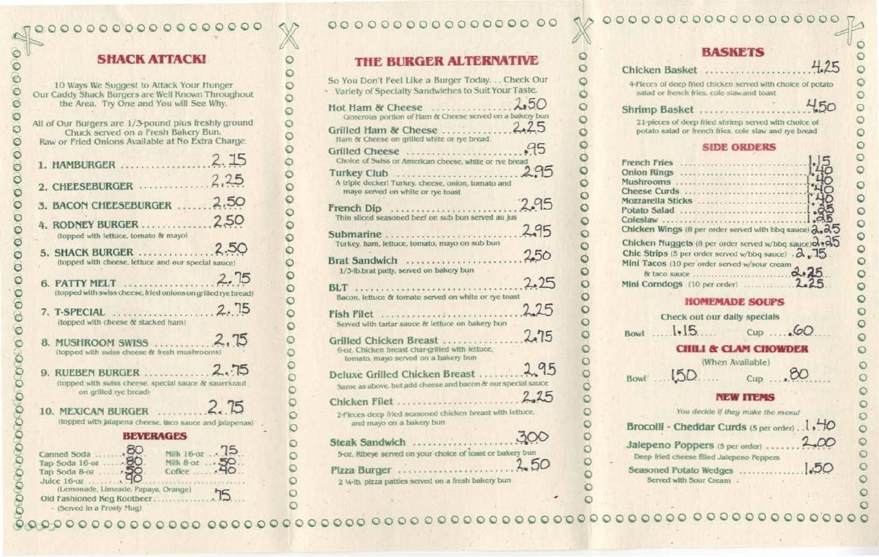## SHACK ATTACK!

10 Ways We Suggest to Attack Your Hunger
Our Caddy Shack Burgers are Well Known Throughout the Area. Try One and You will See Why.

All of Our Burgers are 1/3-pound plus freshly ground Chuck served on a Fresh Bakery Bun.
Raw or Fried Onions Available at No Extra Charge.

1. HAMBURGER .................. 2.15
2. CHEESEBURGER .............. 2.25
3. BACON CHEESEBURGER ....... 2.50
4. RODNEY BURGER .............. 2.50
   (topped with lettuce, tomato & mayo)
5. SHACK BURGER ............... 2.50
   (topped with cheese, lettuce and our special sauce)
6. PATTY MELT .................. 2.75
   (topped with swiss cheese, fried onions on grilled rye bread)
7. T-SPECIAL .................... 2.75
   (topped with cheese & stacked ham)
8. MUSHROOM SWISS ............ 2.75
   (topped with swiss cheese & fresh mushrooms)
9. RUEBEN BURGER .............. 2.75
   (topped with swiss cheese, special sauce & sauerkraut on grilled rye bread)
10. MEXICAN BURGER ............ 2.75
   (topped with jalapena cheese, taco sauce and jalapenas)

### BEVERAGES

| | | | |
|---|---|---|---|
| Canned Soda | .80 | Milk 16-oz | .75 |
| Tap Soda 16-oz | .80 | Milk 8-oz | .50 |
| Tap Soda 8-oz | .50 | Coffee | .40 |
| Juice 16-oz | .90 | | |

(Lemonade, Limeade, Papaya, Orange)

Old Fashioned Keg Rootbeer .............. .75
(Served in a Frosty Mug)

## THE BURGER ALTERNATIVE

So You Don't Feel Like a Burger Today... Check Our Variety of Specialty Sandwiches to Suit Your Taste.

**Hot Ham & Cheese** .............. 2.50
Generous portion of Ham & Cheese served on a bakery bun

**Grilled Ham & Cheese** .............. 2.25
Ham & Cheese on grilled white or rye bread.

**Grilled Cheese** .............. .95
Choice of Swiss or American cheese, white or rye bread

**Turkey Club** .............. 2.95
A triple decker! Turkey, cheese, onion, tomato and mayo served on white or rye toast

**French Dip** .............. 2.95
Thin sliced seasoned beef on sub bun served au jus

**Submarine** .............. 2.95
Turkey, ham, lettuce, tomato, mayo on sub bun

**Brat Sandwich** .............. 2.50
1/3-lb.brat patty, served on bakery bun

**BLT** .............. 2.25
Bacon, lettuce & tomato served on white or rye toast

**Fish Filet** .............. 2.25
Served with tartar sauce & lettuce on bakery bun

**Grilled Chicken Breast** .............. 2.75
6-oz. Chicken breast char-grilled with lettuce, tomato, mayo served on a bakery bun

**Deluxe Grilled Chicken Breast** .............. 2.95
Same as above, but add cheese and bacon & our special sauce

**Chicken Filet** .............. 2.25
2-Pieces deep fried seasoned chicken breast with lettuce, and mayo on a bakery bun

**Steak Sandwich** .............. 3.00
5-oz. Ribeye served on your choice of toast or bakery bun

**Pizza Burger** .............. 2.50
2 ¼-lb. pizza patties served on a fresh bakery bun

## BASKETS

**Chicken Basket** .............. 4.25
4-Pieces of deep fried chicken served with choice of potato salad or french fries, cole slaw and toast

**Shrimp Basket** .............. 4.50
21-pieces of deep fried shrimp served with choice of potato salad or french fries, cole slaw and rye bread

### SIDE ORDERS

French Fries .............. 1.15
Onion Rings .............. 1.40
Mushrooms .............. 1.40
Cheese Curds .............. 1.40
Mozzarella Sticks .............. 1.40
Potato Salad .............. 1.25
Coleslaw .............. 1.25
Chicken Wings (8 per order served with bbq sauce) 2.25
Chicken Nuggets (8 per order served w/bbq sauce) 2.25
Chic Strips (5 per order served w/bbq sauce) . 2.75
Mini Tacos (10 per order served w/sour cream & taco sauce .............. 2.25
Mini Corndogs (10 per order) .............. 2.25

### HOMEMADE SOUPS

Check out our daily specials

Bowl .... 1.15 .... Cup .... .60

### CHILI & CLAM CHOWDER

(When Available)

Bowl .... 1.50 .... Cup .... .80

### NEW ITEMS

*You decide if they make the menu!*

**Brocolli - Cheddar Curds** (5 per order) .. 1.40

**Jalepeno Poppers** (5 per order) .............. 2.00
Deep fried cheese filled Jalepeno Peppers

**Seasoned Potato Wedges** .............. 1.50
Served with Sour Cream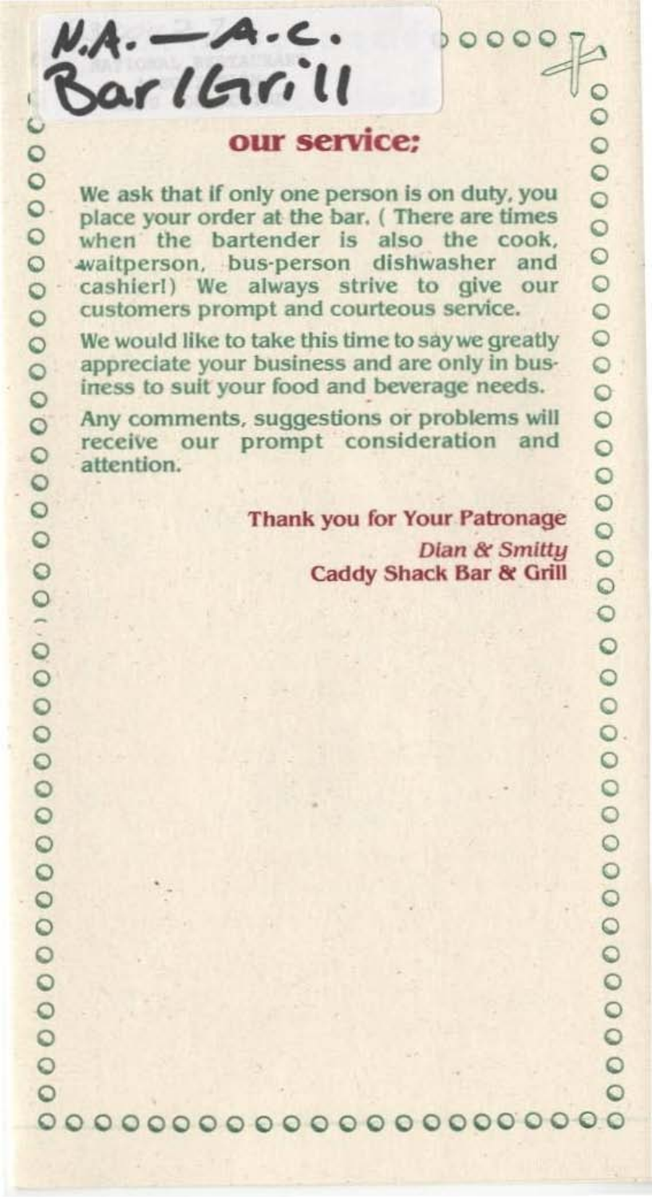N.A. — A.C.
Bar/Grill

## our service;

We ask that if only one person is on duty, you place your order at the bar. ( There are times when the bartender is also the cook, waitperson, bus-person dishwasher and cashier!) We always strive to give our customers prompt and courteous service.

We would like to take this time to say we greatly appreciate your business and are only in business to suit your food and beverage needs.

Any comments, suggestions or problems will receive our prompt consideration and attention.

**Thank you for Your Patronage**

*Dian & Smitty*

**Caddy Shack Bar & Grill**